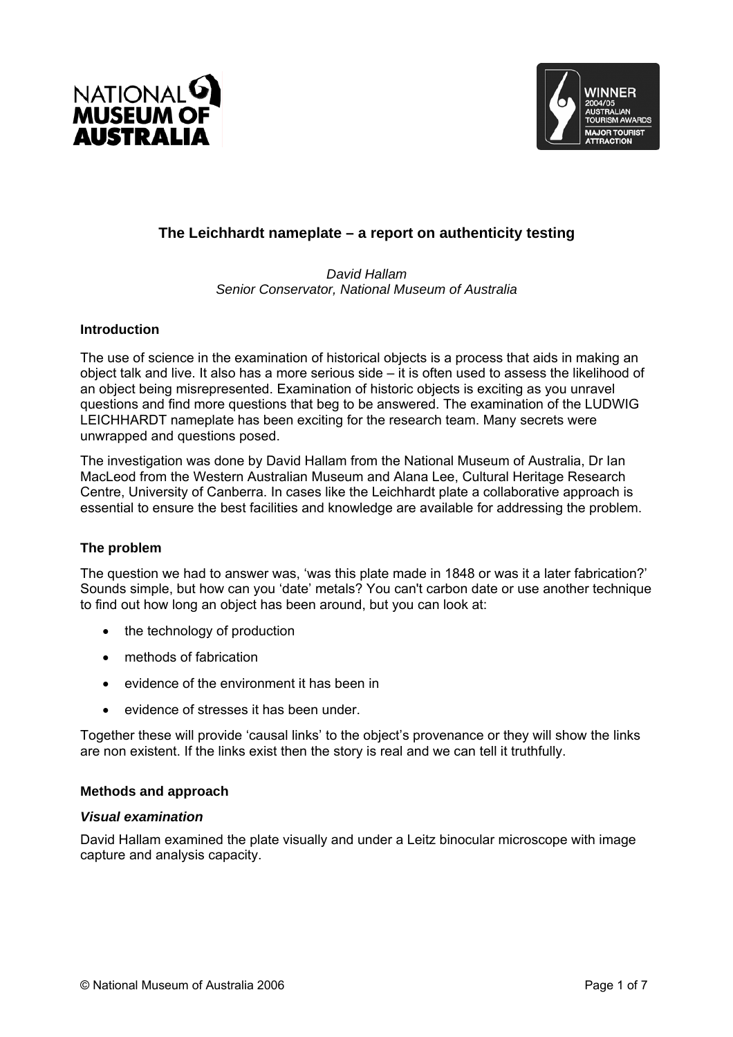# The Leichhardt nameplate – a report on authenticity testing

*David Hallam*
*Senior Conservator, National Museum of Australia*

### Introduction

The use of science in the examination of historical objects is a process that aids in making an object talk and live. It also has a more serious side – it is often used to assess the likelihood of an object being misrepresented. Examination of historic objects is exciting as you unravel questions and find more questions that beg to be answered. The examination of the LUDWIG LEICHHARDT nameplate has been exciting for the research team. Many secrets were unwrapped and questions posed.

The investigation was done by David Hallam from the National Museum of Australia, Dr Ian MacLeod from the Western Australian Museum and Alana Lee, Cultural Heritage Research Centre, University of Canberra. In cases like the Leichhardt plate a collaborative approach is essential to ensure the best facilities and knowledge are available for addressing the problem.

### The problem

The question we had to answer was, 'was this plate made in 1848 or was it a later fabrication?' Sounds simple, but how can you 'date' metals? You can't carbon date or use another technique to find out how long an object has been around, but you can look at:

- the technology of production
- methods of fabrication
- evidence of the environment it has been in
- evidence of stresses it has been under.

Together these will provide 'causal links' to the object's provenance or they will show the links are non existent. If the links exist then the story is real and we can tell it truthfully.

### Methods and approach

#### *Visual examination*

David Hallam examined the plate visually and under a Leitz binocular microscope with image capture and analysis capacity.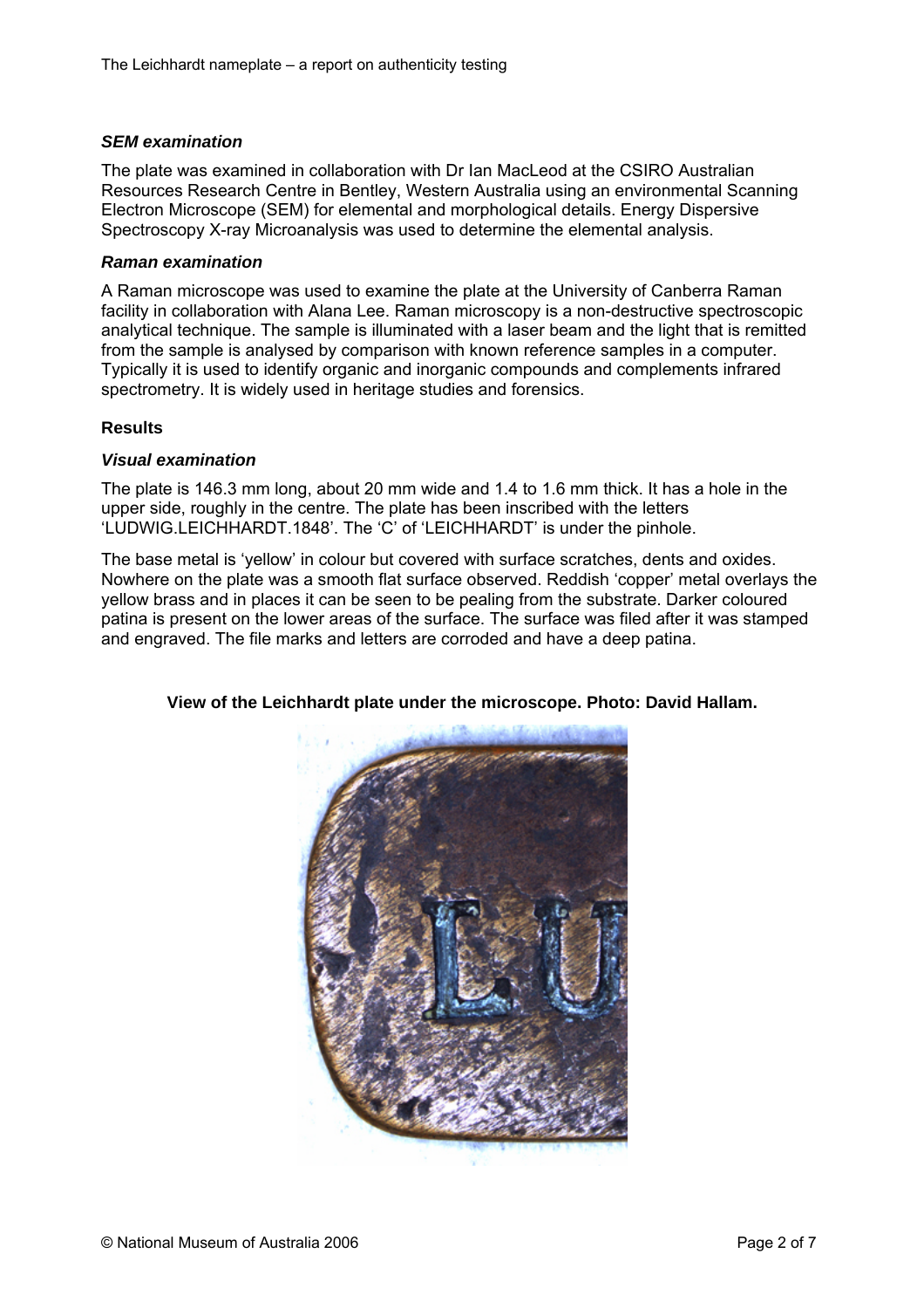### *SEM examination*

The plate was examined in collaboration with Dr Ian MacLeod at the CSIRO Australian Resources Research Centre in Bentley, Western Australia using an environmental Scanning Electron Microscope (SEM) for elemental and morphological details. Energy Dispersive Spectroscopy X-ray Microanalysis was used to determine the elemental analysis.

### *Raman examination*

A Raman microscope was used to examine the plate at the University of Canberra Raman facility in collaboration with Alana Lee. Raman microscopy is a non-destructive spectroscopic analytical technique. The sample is illuminated with a laser beam and the light that is remitted from the sample is analysed by comparison with known reference samples in a computer. Typically it is used to identify organic and inorganic compounds and complements infrared spectrometry. It is widely used in heritage studies and forensics.

## Results

### *Visual examination*

The plate is 146.3 mm long, about 20 mm wide and 1.4 to 1.6 mm thick. It has a hole in the upper side, roughly in the centre. The plate has been inscribed with the letters 'LUDWIG.LEICHHARDT.1848'. The 'C' of 'LEICHHARDT' is under the pinhole.

The base metal is 'yellow' in colour but covered with surface scratches, dents and oxides. Nowhere on the plate was a smooth flat surface observed. Reddish 'copper' metal overlays the yellow brass and in places it can be seen to be pealing from the substrate. Darker coloured patina is present on the lower areas of the surface. The surface was filed after it was stamped and engraved. The file marks and letters are corroded and have a deep patina.

**View of the Leichhardt plate under the microscope. Photo: David Hallam.**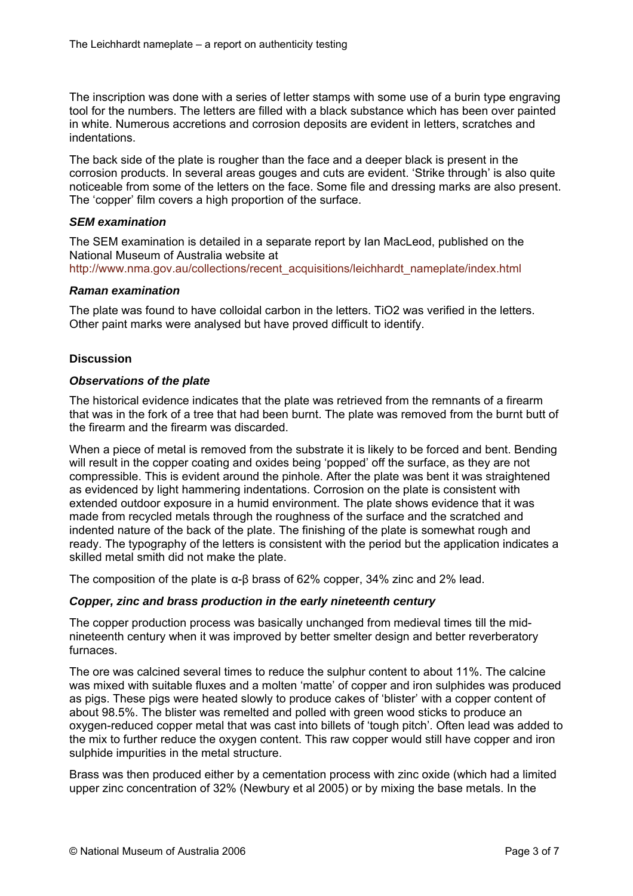The inscription was done with a series of letter stamps with some use of a burin type engraving tool for the numbers. The letters are filled with a black substance which has been over painted in white. Numerous accretions and corrosion deposits are evident in letters, scratches and indentations.

The back side of the plate is rougher than the face and a deeper black is present in the corrosion products. In several areas gouges and cuts are evident. 'Strike through' is also quite noticeable from some of the letters on the face. Some file and dressing marks are also present. The 'copper' film covers a high proportion of the surface.

### *SEM examination*

The SEM examination is detailed in a separate report by Ian MacLeod, published on the National Museum of Australia website at http://www.nma.gov.au/collections/recent_acquisitions/leichhardt_nameplate/index.html

### *Raman examination*

The plate was found to have colloidal carbon in the letters. $TiO_2$ was verified in the letters. Other paint marks were analysed but have proved difficult to identify.

## Discussion

### *Observations of the plate*

The historical evidence indicates that the plate was retrieved from the remnants of a firearm that was in the fork of a tree that had been burnt. The plate was removed from the burnt butt of the firearm and the firearm was discarded.

When a piece of metal is removed from the substrate it is likely to be forced and bent. Bending will result in the copper coating and oxides being 'popped' off the surface, as they are not compressible. This is evident around the pinhole. After the plate was bent it was straightened as evidenced by light hammering indentations. Corrosion on the plate is consistent with extended outdoor exposure in a humid environment. The plate shows evidence that it was made from recycled metals through the roughness of the surface and the scratched and indented nature of the back of the plate. The finishing of the plate is somewhat rough and ready. The typography of the letters is consistent with the period but the application indicates a skilled metal smith did not make the plate.

The composition of the plate is α-β brass of 62% copper, 34% zinc and 2% lead.

### *Copper, zinc and brass production in the early nineteenth century*

The copper production process was basically unchanged from medieval times till the mid-nineteenth century when it was improved by better smelter design and better reverberatory furnaces.

The ore was calcined several times to reduce the sulphur content to about 11%. The calcine was mixed with suitable fluxes and a molten 'matte' of copper and iron sulphides was produced as pigs. These pigs were heated slowly to produce cakes of 'blister' with a copper content of about 98.5%. The blister was remelted and polled with green wood sticks to produce an oxygen-reduced copper metal that was cast into billets of 'tough pitch'. Often lead was added to the mix to further reduce the oxygen content. This raw copper would still have copper and iron sulphide impurities in the metal structure.

Brass was then produced either by a cementation process with zinc oxide (which had a limited upper zinc concentration of 32% (Newbury et al 2005) or by mixing the base metals. In the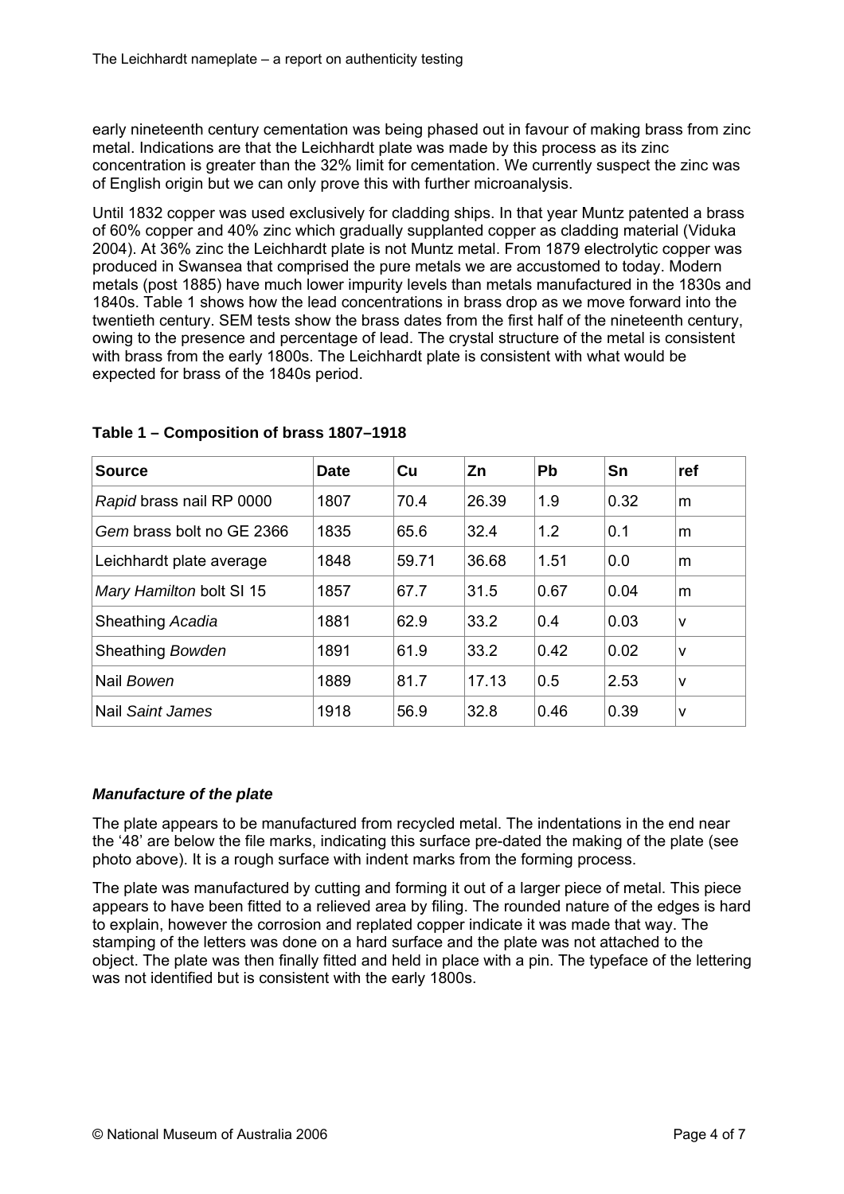early nineteenth century cementation was being phased out in favour of making brass from zinc metal. Indications are that the Leichhardt plate was made by this process as its zinc concentration is greater than the 32% limit for cementation. We currently suspect the zinc was of English origin but we can only prove this with further microanalysis.

Until 1832 copper was used exclusively for cladding ships. In that year Muntz patented a brass of 60% copper and 40% zinc which gradually supplanted copper as cladding material (Viduka 2004). At 36% zinc the Leichhardt plate is not Muntz metal. From 1879 electrolytic copper was produced in Swansea that comprised the pure metals we are accustomed to today. Modern metals (post 1885) have much lower impurity levels than metals manufactured in the 1830s and 1840s. Table 1 shows how the lead concentrations in brass drop as we move forward into the twentieth century. SEM tests show the brass dates from the first half of the nineteenth century, owing to the presence and percentage of lead. The crystal structure of the metal is consistent with brass from the early 1800s. The Leichhardt plate is consistent with what would be expected for brass of the 1840s period.

**Table 1 – Composition of brass 1807–1918**

| Source | Date | Cu | Zn | Pb | Sn | ref |
|---|---|---|---|---|---|---|
| *Rapid* brass nail RP 0000 | 1807 | 70.4 | 26.39 | 1.9 | 0.32 | m |
| *Gem* brass bolt no GE 2366 | 1835 | 65.6 | 32.4 | 1.2 | 0.1 | m |
| Leichhardt plate average | 1848 | 59.71 | 36.68 | 1.51 | 0.0 | m |
| *Mary Hamilton* bolt SI 15 | 1857 | 67.7 | 31.5 | 0.67 | 0.04 | m |
| Sheathing *Acadia* | 1881 | 62.9 | 33.2 | 0.4 | 0.03 | v |
| Sheathing *Bowden* | 1891 | 61.9 | 33.2 | 0.42 | 0.02 | v |
| Nail *Bowen* | 1889 | 81.7 | 17.13 | 0.5 | 2.53 | v |
| Nail *Saint James* | 1918 | 56.9 | 32.8 | 0.46 | 0.39 | v |

### *Manufacture of the plate*

The plate appears to be manufactured from recycled metal. The indentations in the end near the '48' are below the file marks, indicating this surface pre-dated the making of the plate (see photo above). It is a rough surface with indent marks from the forming process.

The plate was manufactured by cutting and forming it out of a larger piece of metal. This piece appears to have been fitted to a relieved area by filing. The rounded nature of the edges is hard to explain, however the corrosion and replated copper indicate it was made that way. The stamping of the letters was done on a hard surface and the plate was not attached to the object. The plate was then finally fitted and held in place with a pin. The typeface of the lettering was not identified but is consistent with the early 1800s.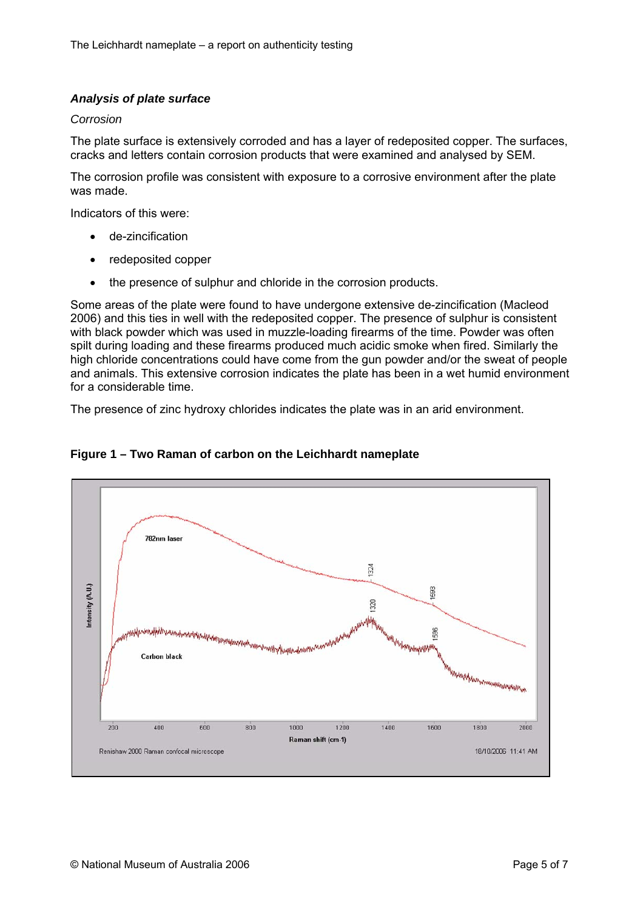### *Analysis of plate surface*

*Corrosion*

The plate surface is extensively corroded and has a layer of redeposited copper. The surfaces, cracks and letters contain corrosion products that were examined and analysed by SEM.

The corrosion profile was consistent with exposure to a corrosive environment after the plate was made.

Indicators of this were:

- de-zincification
- redeposited copper
- the presence of sulphur and chloride in the corrosion products.

Some areas of the plate were found to have undergone extensive de-zincification (Macleod 2006) and this ties in well with the redeposited copper. The presence of sulphur is consistent with black powder which was used in muzzle-loading firearms of the time. Powder was often spilt during loading and these firearms produced much acidic smoke when fired. Similarly the high chloride concentrations could have come from the gun powder and/or the sweat of people and animals. This extensive corrosion indicates the plate has been in a wet humid environment for a considerable time.

The presence of zinc hydroxy chlorides indicates the plate was in an arid environment.

**Figure 1 – Two Raman of carbon on the Leichhardt nameplate**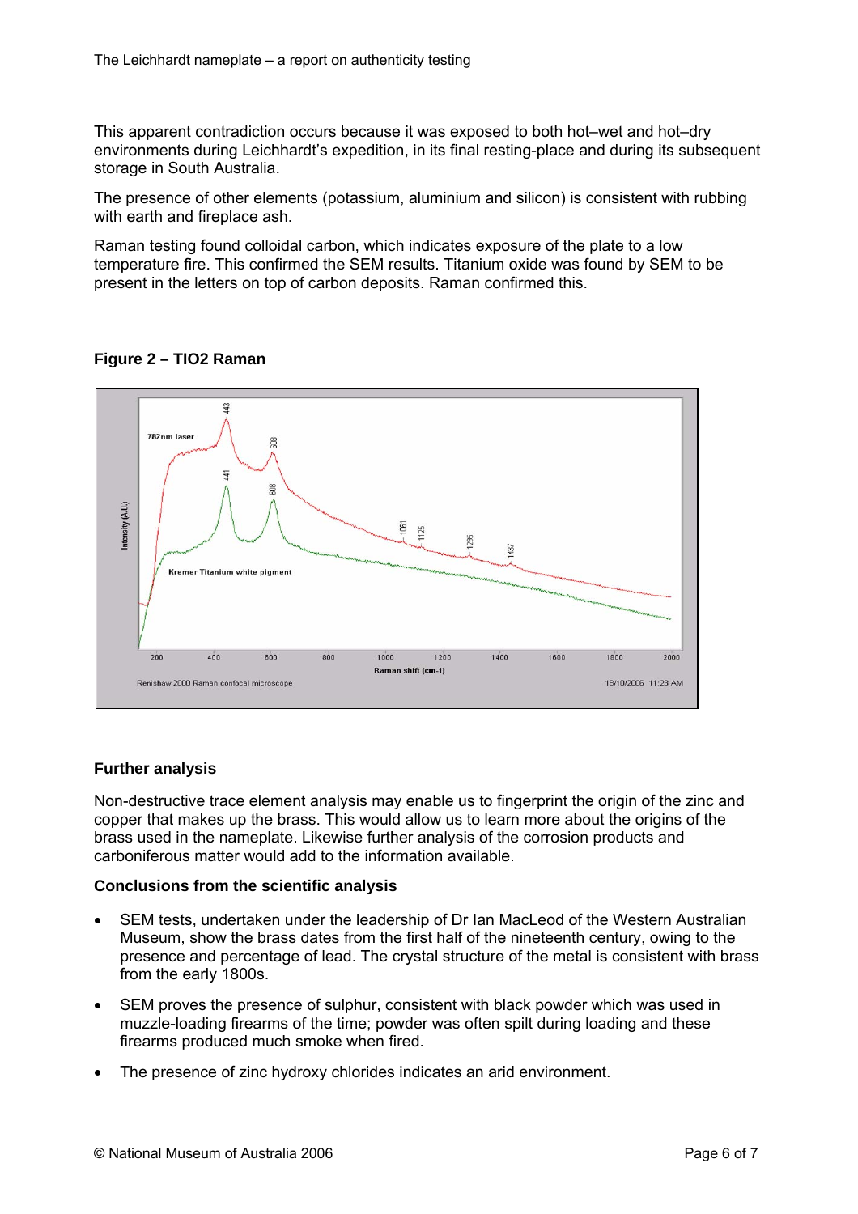This apparent contradiction occurs because it was exposed to both hot–wet and hot–dry environments during Leichhardt's expedition, in its final resting-place and during its subsequent storage in South Australia.

The presence of other elements (potassium, aluminium and silicon) is consistent with rubbing with earth and fireplace ash.

Raman testing found colloidal carbon, which indicates exposure of the plate to a low temperature fire. This confirmed the SEM results. Titanium oxide was found by SEM to be present in the letters on top of carbon deposits. Raman confirmed this.

**Figure 2 – TIO2 Raman**

## Further analysis

Non-destructive trace element analysis may enable us to fingerprint the origin of the zinc and copper that makes up the brass. This would allow us to learn more about the origins of the brass used in the nameplate. Likewise further analysis of the corrosion products and carboniferous matter would add to the information available.

### Conclusions from the scientific analysis

- SEM tests, undertaken under the leadership of Dr Ian MacLeod of the Western Australian Museum, show the brass dates from the first half of the nineteenth century, owing to the presence and percentage of lead. The crystal structure of the metal is consistent with brass from the early 1800s.
- SEM proves the presence of sulphur, consistent with black powder which was used in muzzle-loading firearms of the time; powder was often spilt during loading and these firearms produced much smoke when fired.
- The presence of zinc hydroxy chlorides indicates an arid environment.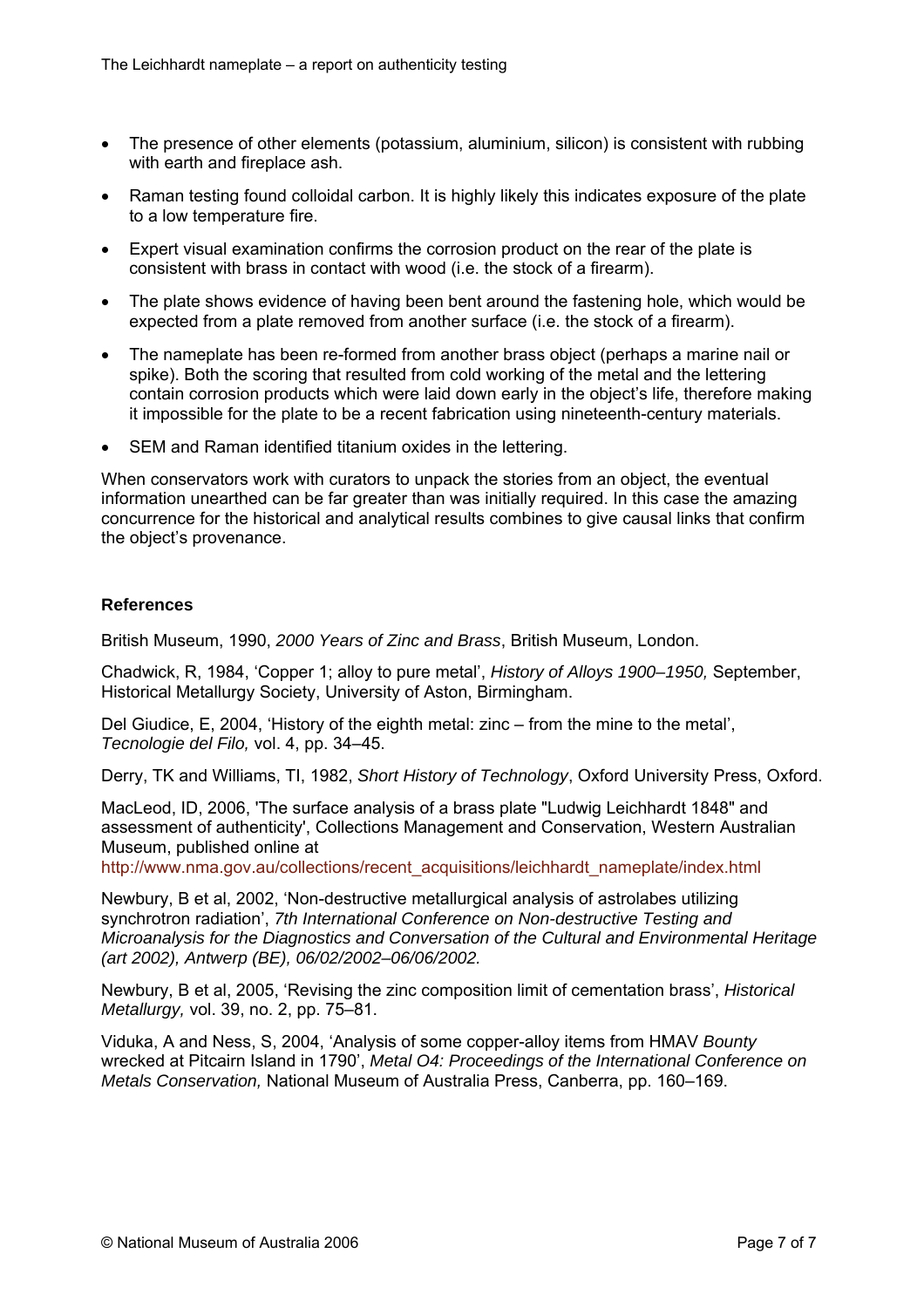- The presence of other elements (potassium, aluminium, silicon) is consistent with rubbing with earth and fireplace ash.
- Raman testing found colloidal carbon. It is highly likely this indicates exposure of the plate to a low temperature fire.
- Expert visual examination confirms the corrosion product on the rear of the plate is consistent with brass in contact with wood (i.e. the stock of a firearm).
- The plate shows evidence of having been bent around the fastening hole, which would be expected from a plate removed from another surface (i.e. the stock of a firearm).
- The nameplate has been re-formed from another brass object (perhaps a marine nail or spike). Both the scoring that resulted from cold working of the metal and the lettering contain corrosion products which were laid down early in the object's life, therefore making it impossible for the plate to be a recent fabrication using nineteenth-century materials.
- SEM and Raman identified titanium oxides in the lettering.

When conservators work with curators to unpack the stories from an object, the eventual information unearthed can be far greater than was initially required. In this case the amazing concurrence for the historical and analytical results combines to give causal links that confirm the object's provenance.

### References

British Museum, 1990, *2000 Years of Zinc and Brass*, British Museum, London.

Chadwick, R, 1984, 'Copper 1; alloy to pure metal', *History of Alloys 1900–1950,* September, Historical Metallurgy Society, University of Aston, Birmingham.

Del Giudice, E, 2004, 'History of the eighth metal: zinc – from the mine to the metal', *Tecnologie del Filo,* vol. 4, pp. 34–45.

Derry, TK and Williams, TI, 1982, *Short History of Technology*, Oxford University Press, Oxford.

MacLeod, ID, 2006, 'The surface analysis of a brass plate "Ludwig Leichhardt 1848" and assessment of authenticity', Collections Management and Conservation, Western Australian Museum, published online at http://www.nma.gov.au/collections/recent_acquisitions/leichhardt_nameplate/index.html

Newbury, B et al, 2002, 'Non-destructive metallurgical analysis of astrolabes utilizing synchrotron radiation', *7th International Conference on Non-destructive Testing and Microanalysis for the Diagnostics and Conversation of the Cultural and Environmental Heritage (art 2002), Antwerp (BE), 06/02/2002–06/06/2002.*

Newbury, B et al, 2005, 'Revising the zinc composition limit of cementation brass', *Historical Metallurgy,* vol. 39, no. 2, pp. 75–81.

Viduka, A and Ness, S, 2004, 'Analysis of some copper-alloy items from HMAV *Bounty* wrecked at Pitcairn Island in 1790', *Metal O4: Proceedings of the International Conference on Metals Conservation,* National Museum of Australia Press, Canberra, pp. 160–169.